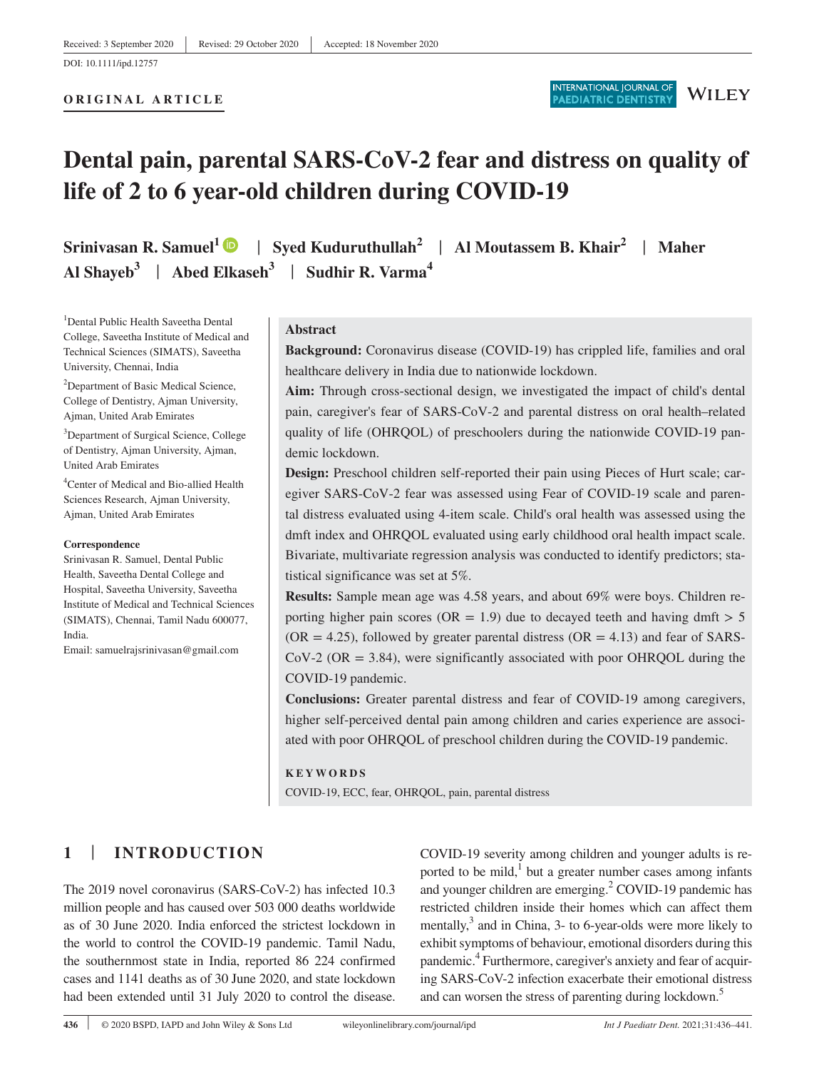Received: 3 September 2020 | Revised: 29 October 2020 | Accepted: 18 November 2020

DOI: 10.1111/ipd.12757

**ORIGINAL ARTICLE**

# Dental pain, parental SARS-CoV-2 fear and distress on quality of life of 2 to 6 year-old children during COVID-19

**Srinivasan R. Samuel**[1] | **Syed Kuduruthullah**[2] | **Al Moutassem B. Khair**[2] | **Maher Al Shayeb**[3] | **Abed Elkaseh**[3] | **Sudhir R. Varma**[4]

[1]Dental Public Health Saveetha Dental College, Saveetha Institute of Medical and Technical Sciences (SIMATS), Saveetha University, Chennai, India

[2]Department of Basic Medical Science, College of Dentistry, Ajman University, Ajman, United Arab Emirates

[3]Department of Surgical Science, College of Dentistry, Ajman University, Ajman, United Arab Emirates

[4]Center of Medical and Bio-allied Health Sciences Research, Ajman University, Ajman, United Arab Emirates

**Correspondence**
Srinivasan R. Samuel, Dental Public Health, Saveetha Dental College and Hospital, Saveetha University, Saveetha Institute of Medical and Technical Sciences (SIMATS), Chennai, Tamil Nadu 600077, India.
Email: samuelrajsrinivasan@gmail.com

## Abstract

**Background:** Coronavirus disease (COVID-19) has crippled life, families and oral healthcare delivery in India due to nationwide lockdown.

**Aim:** Through cross-sectional design, we investigated the impact of child's dental pain, caregiver's fear of SARS-CoV-2 and parental distress on oral health–related quality of life (OHRQOL) of preschoolers during the nationwide COVID-19 pandemic lockdown.

**Design:** Preschool children self-reported their pain using Pieces of Hurt scale; caregiver SARS-CoV-2 fear was assessed using Fear of COVID-19 scale and parental distress evaluated using 4-item scale. Child's oral health was assessed using the dmft index and OHRQOL evaluated using early childhood oral health impact scale. Bivariate, multivariate regression analysis was conducted to identify predictors; statistical significance was set at 5%.

**Results:** Sample mean age was 4.58 years, and about 69% were boys. Children reporting higher pain scores (OR = 1.9) due to decayed teeth and having dmft > 5 (OR = 4.25), followed by greater parental distress (OR = 4.13) and fear of SARS-CoV-2 (OR = 3.84), were significantly associated with poor OHRQOL during the COVID-19 pandemic.

**Conclusions:** Greater parental distress and fear of COVID-19 among caregivers, higher self-perceived dental pain among children and caries experience are associated with poor OHRQOL of preschool children during the COVID-19 pandemic.

**KEYWORDS**

COVID-19, ECC, fear, OHRQOL, pain, parental distress

## 1 | INTRODUCTION

The 2019 novel coronavirus (SARS-CoV-2) has infected 10.3 million people and has caused over 503 000 deaths worldwide as of 30 June 2020. India enforced the strictest lockdown in the world to control the COVID-19 pandemic. Tamil Nadu, the southernmost state in India, reported 86 224 confirmed cases and 1141 deaths as of 30 June 2020, and state lockdown had been extended until 31 July 2020 to control the disease.

COVID-19 severity among children and younger adults is reported to be mild,[1] but a greater number cases among infants and younger children are emerging.[2] COVID-19 pandemic has restricted children inside their homes which can affect them mentally,[3] and in China, 3- to 6-year-olds were more likely to exhibit symptoms of behaviour, emotional disorders during this pandemic.[4] Furthermore, caregiver's anxiety and fear of acquiring SARS-CoV-2 infection exacerbate their emotional distress and can worsen the stress of parenting during lockdown.[5]

© 2020 BSPD, IAPD and John Wiley & Sons Ltd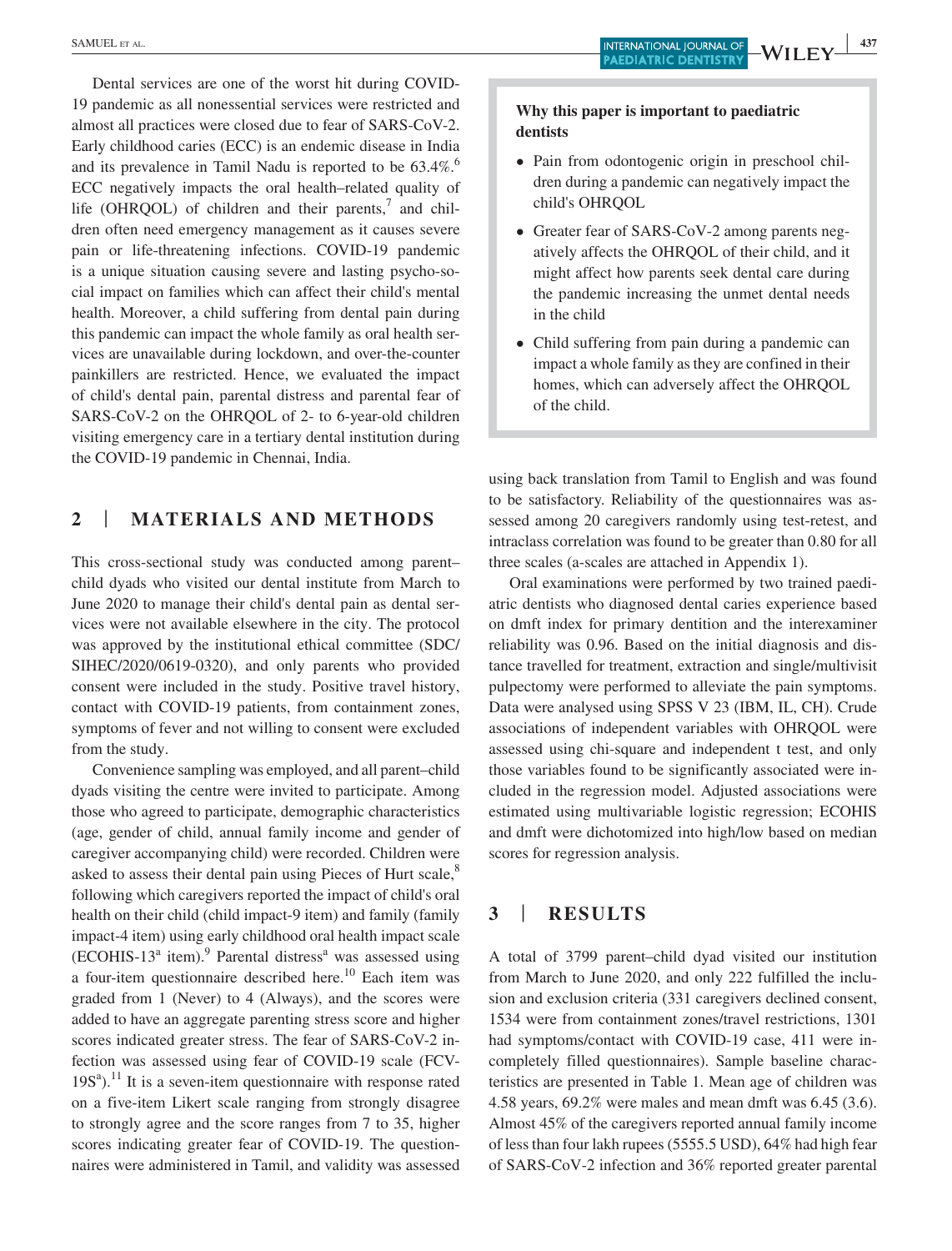Dental services are one of the worst hit during COVID-19 pandemic as all nonessential services were restricted and almost all practices were closed due to fear of SARS-CoV-2. Early childhood caries (ECC) is an endemic disease in India and its prevalence in Tamil Nadu is reported to be 63.4%.[6] ECC negatively impacts the oral health–related quality of life (OHRQOL) of children and their parents,[7] and children often need emergency management as it causes severe pain or life-threatening infections. COVID-19 pandemic is a unique situation causing severe and lasting psycho-social impact on families which can affect their child's mental health. Moreover, a child suffering from dental pain during this pandemic can impact the whole family as oral health services are unavailable during lockdown, and over-the-counter painkillers are restricted. Hence, we evaluated the impact of child's dental pain, parental distress and parental fear of SARS-CoV-2 on the OHRQOL of 2- to 6-year-old children visiting emergency care in a tertiary dental institution during the COVID-19 pandemic in Chennai, India.

> **Why this paper is important to paediatric dentists**
>
> - Pain from odontogenic origin in preschool children during a pandemic can negatively impact the child's OHRQOL
> - Greater fear of SARS-CoV-2 among parents negatively affects the OHRQOL of their child, and it might affect how parents seek dental care during the pandemic increasing the unmet dental needs in the child
> - Child suffering from pain during a pandemic can impact a whole family as they are confined in their homes, which can adversely affect the OHRQOL of the child.

## 2 | MATERIALS AND METHODS

This cross-sectional study was conducted among parent–child dyads who visited our dental institute from March to June 2020 to manage their child's dental pain as dental services were not available elsewhere in the city. The protocol was approved by the institutional ethical committee (SDC/SIHEC/2020/0619-0320), and only parents who provided consent were included in the study. Positive travel history, contact with COVID-19 patients, from containment zones, symptoms of fever and not willing to consent were excluded from the study.

Convenience sampling was employed, and all parent–child dyads visiting the centre were invited to participate. Among those who agreed to participate, demographic characteristics (age, gender of child, annual family income and gender of caregiver accompanying child) were recorded. Children were asked to assess their dental pain using Pieces of Hurt scale,[8] following which caregivers reported the impact of child's oral health on their child (child impact-9 item) and family (family impact-4 item) using early childhood oral health impact scale (ECOHIS-13[a] item).[9] Parental distress[a] was assessed using a four-item questionnaire described here.[10] Each item was graded from 1 (Never) to 4 (Always), and the scores were added to have an aggregate parenting stress score and higher scores indicated greater stress. The fear of SARS-CoV-2 infection was assessed using fear of COVID-19 scale (FCV-19S[a]).[11] It is a seven-item questionnaire with response rated on a five-item Likert scale ranging from strongly disagree to strongly agree and the score ranges from 7 to 35, higher scores indicating greater fear of COVID-19. The questionnaires were administered in Tamil, and validity was assessed using back translation from Tamil to English and was found to be satisfactory. Reliability of the questionnaires was assessed among 20 caregivers randomly using test-retest, and intraclass correlation was found to be greater than 0.80 for all three scales (a-scales are attached in Appendix 1).

Oral examinations were performed by two trained paediatric dentists who diagnosed dental caries experience based on dmft index for primary dentition and the interexaminer reliability was 0.96. Based on the initial diagnosis and distance travelled for treatment, extraction and single/multivisit pulpectomy were performed to alleviate the pain symptoms. Data were analysed using SPSS V 23 (IBM, IL, CH). Crude associations of independent variables with OHRQOL were assessed using chi-square and independent t test, and only those variables found to be significantly associated were included in the regression model. Adjusted associations were estimated using multivariable logistic regression; ECOHIS and dmft were dichotomized into high/low based on median scores for regression analysis.

## 3 | RESULTS

A total of 3799 parent–child dyad visited our institution from March to June 2020, and only 222 fulfilled the inclusion and exclusion criteria (331 caregivers declined consent, 1534 were from containment zones/travel restrictions, 1301 had symptoms/contact with COVID-19 case, 411 were incompletely filled questionnaires). Sample baseline characteristics are presented in Table 1. Mean age of children was 4.58 years, 69.2% were males and mean dmft was 6.45 (3.6). Almost 45% of the caregivers reported annual family income of less than four lakh rupees (5555.5 USD), 64% had high fear of SARS-CoV-2 infection and 36% reported greater parental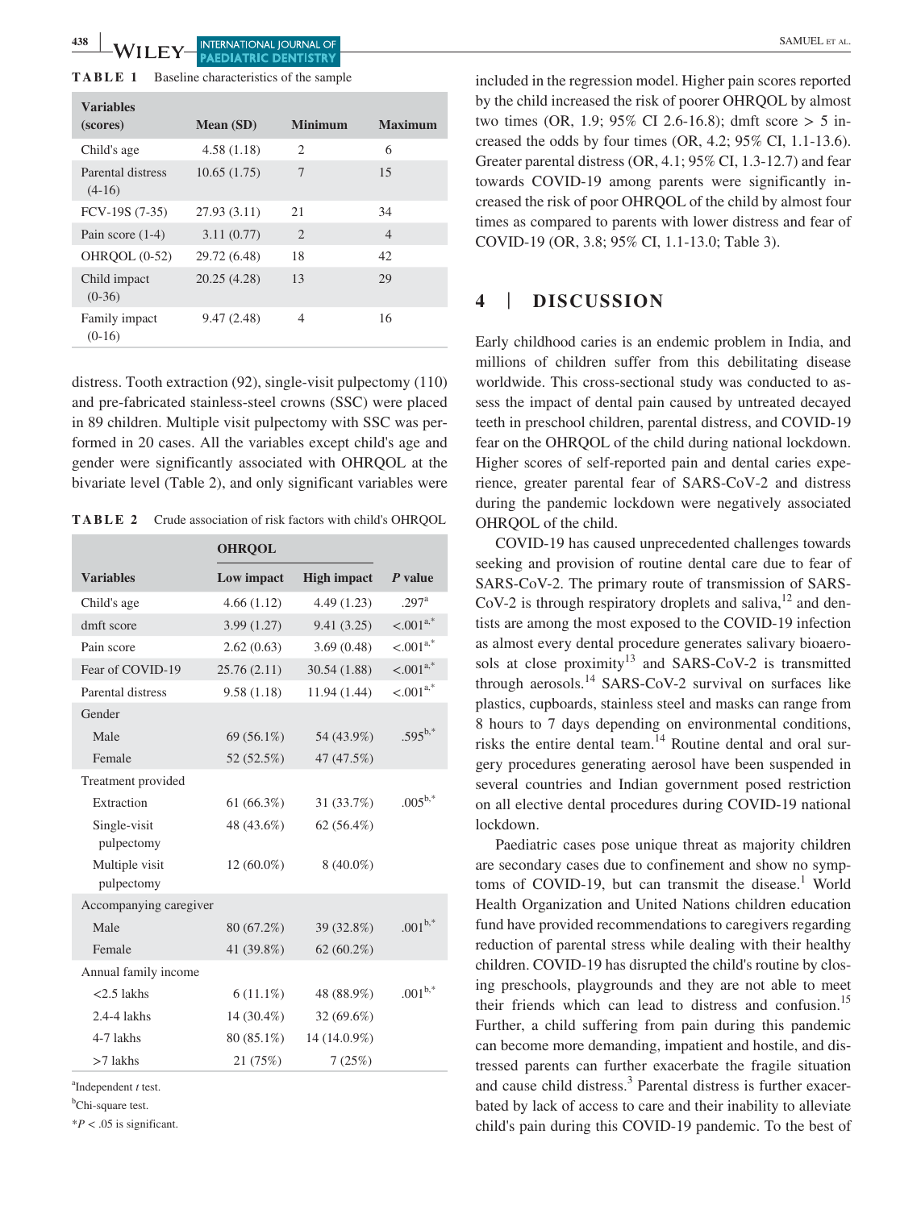**TABLE 1** Baseline characteristics of the sample

| Variables (scores) | Mean (SD) | Minimum | Maximum |
|---|---|---|---|
| Child's age | 4.58 (1.18) | 2 | 6 |
| Parental distress (4-16) | 10.65 (1.75) | 7 | 15 |
| FCV-19S (7-35) | 27.93 (3.11) | 21 | 34 |
| Pain score (1-4) | 3.11 (0.77) | 2 | 4 |
| OHRQOL (0-52) | 29.72 (6.48) | 18 | 42 |
| Child impact (0-36) | 20.25 (4.28) | 13 | 29 |
| Family impact (0-16) | 9.47 (2.48) | 4 | 16 |

distress. Tooth extraction (92), single-visit pulpectomy (110) and pre-fabricated stainless-steel crowns (SSC) were placed in 89 children. Multiple visit pulpectomy with SSC was performed in 20 cases. All the variables except child's age and gender were significantly associated with OHRQOL at the bivariate level (Table 2), and only significant variables were

**TABLE 2** Crude association of risk factors with child's OHRQOL

| | OHRQOL | | |
|---|---|---|---|
| **Variables** | **Low impact** | **High impact** | ***P* value** |
| Child's age | 4.66 (1.12) | 4.49 (1.23) | .297[a] |
| dmft score | 3.99 (1.27) | 9.41 (3.25) | <.001[a,*] |
| Pain score | 2.62 (0.63) | 3.69 (0.48) | <.001[a,*] |
| Fear of COVID-19 | 25.76 (2.11) | 30.54 (1.88) | <.001[a,*] |
| Parental distress | 9.58 (1.18) | 11.94 (1.44) | <.001[a,*] |
| Gender | | | |
| Male | 69 (56.1%) | 54 (43.9%) | .595[b,*] |
| Female | 52 (52.5%) | 47 (47.5%) | |
| Treatment provided | | | |
| Extraction | 61 (66.3%) | 31 (33.7%) | .005[b,*] |
| Single-visit pulpectomy | 48 (43.6%) | 62 (56.4%) | |
| Multiple visit pulpectomy | 12 (60.0%) | 8 (40.0%) | |
| Accompanying caregiver | | | |
| Male | 80 (67.2%) | 39 (32.8%) | .001[b,*] |
| Female | 41 (39.8%) | 62 (60.2%) | |
| Annual family income | | | |
| <2.5 lakhs | 6 (11.1%) | 48 (88.9%) | .001[b,*] |
| 2.4-4 lakhs | 14 (30.4%) | 32 (69.6%) | |
| 4-7 lakhs | 80 (85.1%) | 14 (14.0.9%) | |
| >7 lakhs | 21 (75%) | 7 (25%) | |

[a]Independent *t* test.

[b]Chi-square test.

*$P < .05$ is significant.

included in the regression model. Higher pain scores reported by the child increased the risk of poorer OHRQOL by almost two times (OR, 1.9; 95% CI 2.6-16.8); dmft score > 5 increased the odds by four times (OR, 4.2; 95% CI, 1.1-13.6). Greater parental distress (OR, 4.1; 95% CI, 1.3-12.7) and fear towards COVID-19 among parents were significantly increased the risk of poor OHRQOL of the child by almost four times as compared to parents with lower distress and fear of COVID-19 (OR, 3.8; 95% CI, 1.1-13.0; Table 3).

## 4 | DISCUSSION

Early childhood caries is an endemic problem in India, and millions of children suffer from this debilitating disease worldwide. This cross-sectional study was conducted to assess the impact of dental pain caused by untreated decayed teeth in preschool children, parental distress, and COVID-19 fear on the OHRQOL of the child during national lockdown. Higher scores of self-reported pain and dental caries experience, greater parental fear of SARS-CoV-2 and distress during the pandemic lockdown were negatively associated OHRQOL of the child.

COVID-19 has caused unprecedented challenges towards seeking and provision of routine dental care due to fear of SARS-CoV-2. The primary route of transmission of SARS-CoV-2 is through respiratory droplets and saliva,[12] and dentists are among the most exposed to the COVID-19 infection as almost every dental procedure generates salivary bioaerosols at close proximity[13] and SARS-CoV-2 is transmitted through aerosols.[14] SARS-CoV-2 survival on surfaces like plastics, cupboards, stainless steel and masks can range from 8 hours to 7 days depending on environmental conditions, risks the entire dental team.[14] Routine dental and oral surgery procedures generating aerosol have been suspended in several countries and Indian government posed restriction on all elective dental procedures during COVID-19 national lockdown.

Paediatric cases pose unique threat as majority children are secondary cases due to confinement and show no symptoms of COVID-19, but can transmit the disease.[1] World Health Organization and United Nations children education fund have provided recommendations to caregivers regarding reduction of parental stress while dealing with their healthy children. COVID-19 has disrupted the child's routine by closing preschools, playgrounds and they are not able to meet their friends which can lead to distress and confusion.[15] Further, a child suffering from pain during this pandemic can become more demanding, impatient and hostile, and distressed parents can further exacerbate the fragile situation and cause child distress.[3] Parental distress is further exacerbated by lack of access to care and their inability to alleviate child's pain during this COVID-19 pandemic. To the best of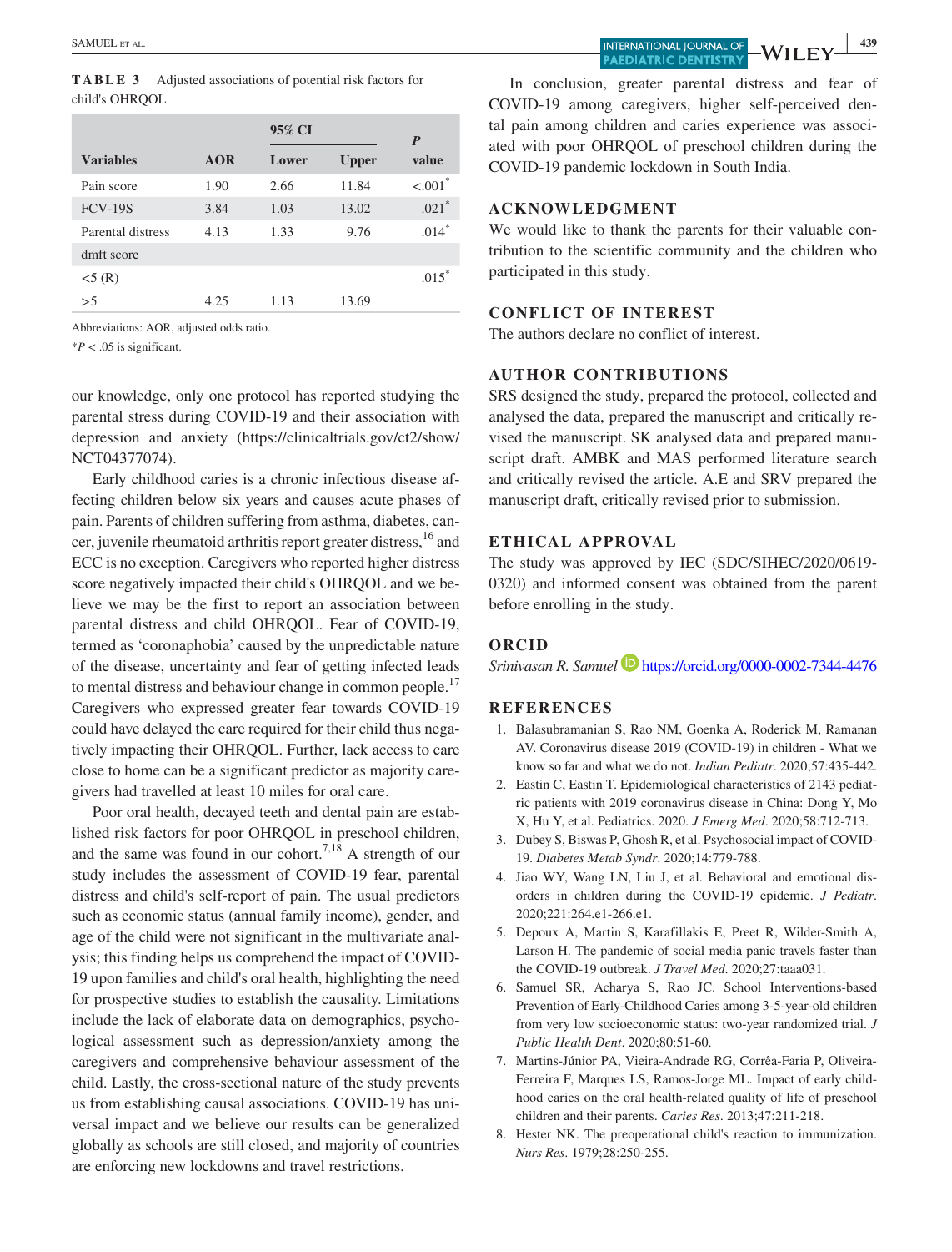**TABLE 3** Adjusted associations of potential risk factors for child's OHRQOL

| Variables | AOR | 95% CI | | *P* value |
|---|---|---|---|---|
| | | Lower | Upper | |
| Pain score | 1.90 | 2.66 | 11.84 | <.001* |
| FCV-19S | 3.84 | 1.03 | 13.02 | .021* |
| Parental distress | 4.13 | 1.33 | 9.76 | .014* |
| dmft score | | | | |
| <5 (R) | | | | .015* |
| >5 | 4.25 | 1.13 | 13.69 | |

Abbreviations: AOR, adjusted odds ratio.

**P* < .05 is significant.

our knowledge, only one protocol has reported studying the parental stress during COVID-19 and their association with depression and anxiety (https://clinicaltrials.gov/ct2/show/NCT04377074).

Early childhood caries is a chronic infectious disease affecting children below six years and causes acute phases of pain. Parents of children suffering from asthma, diabetes, cancer, juvenile rheumatoid arthritis report greater distress,[16] and ECC is no exception. Caregivers who reported higher distress score negatively impacted their child's OHRQOL and we believe we may be the first to report an association between parental distress and child OHRQOL. Fear of COVID-19, termed as 'coronaphobia' caused by the unpredictable nature of the disease, uncertainty and fear of getting infected leads to mental distress and behaviour change in common people.[17] Caregivers who expressed greater fear towards COVID-19 could have delayed the care required for their child thus negatively impacting their OHRQOL. Further, lack access to care close to home can be a significant predictor as majority caregivers had travelled at least 10 miles for oral care.

Poor oral health, decayed teeth and dental pain are established risk factors for poor OHRQOL in preschool children, and the same was found in our cohort.[7,18] A strength of our study includes the assessment of COVID-19 fear, parental distress and child's self-report of pain. The usual predictors such as economic status (annual family income), gender, and age of the child were not significant in the multivariate analysis; this finding helps us comprehend the impact of COVID-19 upon families and child's oral health, highlighting the need for prospective studies to establish the causality. Limitations include the lack of elaborate data on demographics, psychological assessment such as depression/anxiety among the caregivers and comprehensive behaviour assessment of the child. Lastly, the cross-sectional nature of the study prevents us from establishing causal associations. COVID-19 has universal impact and we believe our results can be generalized globally as schools are still closed, and majority of countries are enforcing new lockdowns and travel restrictions.

In conclusion, greater parental distress and fear of COVID-19 among caregivers, higher self-perceived dental pain among children and caries experience was associated with poor OHRQOL of preschool children during the COVID-19 pandemic lockdown in South India.

## ACKNOWLEDGMENT

We would like to thank the parents for their valuable contribution to the scientific community and the children who participated in this study.

## CONFLICT OF INTEREST

The authors declare no conflict of interest.

## AUTHOR CONTRIBUTIONS

SRS designed the study, prepared the protocol, collected and analysed the data, prepared the manuscript and critically revised the manuscript. SK analysed data and prepared manuscript draft. AMBK and MAS performed literature search and critically revised the article. A.E and SRV prepared the manuscript draft, critically revised prior to submission.

## ETHICAL APPROVAL

The study was approved by IEC (SDC/SIHEC/2020/0619-0320) and informed consent was obtained from the parent before enrolling in the study.

## ORCID

*Srinivasan R. Samuel* https://orcid.org/0000-0002-7344-4476

## REFERENCES

1. Balasubramanian S, Rao NM, Goenka A, Roderick M, Ramanan AV. Coronavirus disease 2019 (COVID-19) in children - What we know so far and what we do not. *Indian Pediatr*. 2020;57:435-442.
2. Eastin C, Eastin T. Epidemiological characteristics of 2143 pediatric patients with 2019 coronavirus disease in China: Dong Y, Mo X, Hu Y, et al. Pediatrics. 2020. *J Emerg Med*. 2020;58:712-713.
3. Dubey S, Biswas P, Ghosh R, et al. Psychosocial impact of COVID-19. *Diabetes Metab Syndr*. 2020;14:779-788.
4. Jiao WY, Wang LN, Liu J, et al. Behavioral and emotional disorders in children during the COVID-19 epidemic. *J Pediatr*. 2020;221:264.e1-266.e1.
5. Depoux A, Martin S, Karafillakis E, Preet R, Wilder-Smith A, Larson H. The pandemic of social media panic travels faster than the COVID-19 outbreak. *J Travel Med*. 2020;27:taaa031.
6. Samuel SR, Acharya S, Rao JC. School Interventions-based Prevention of Early-Childhood Caries among 3-5-year-old children from very low socioeconomic status: two-year randomized trial. *J Public Health Dent*. 2020;80:51-60.
7. Martins-Júnior PA, Vieira-Andrade RG, Corrêa-Faria P, Oliveira-Ferreira F, Marques LS, Ramos-Jorge ML. Impact of early childhood caries on the oral health-related quality of life of preschool children and their parents. *Caries Res*. 2013;47:211-218.
8. Hester NK. The preoperational child's reaction to immunization. *Nurs Res*. 1979;28:250-255.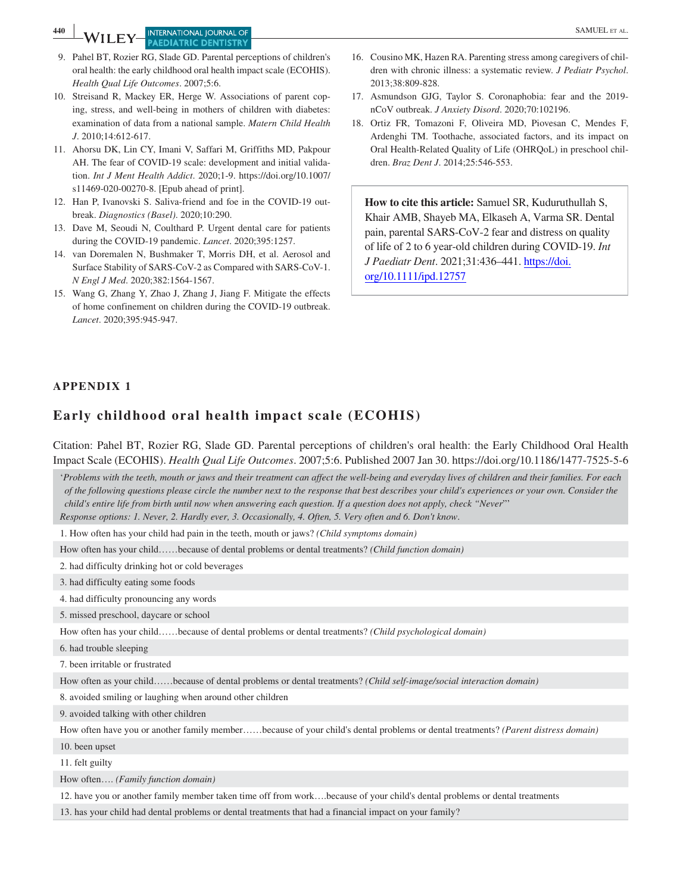9. Pahel BT, Rozier RG, Slade GD. Parental perceptions of children's oral health: the early childhood oral health impact scale (ECOHIS). *Health Qual Life Outcomes*. 2007;5:6.
10. Streisand R, Mackey ER, Herge W. Associations of parent coping, stress, and well-being in mothers of children with diabetes: examination of data from a national sample. *Matern Child Health J*. 2010;14:612-617.
11. Ahorsu DK, Lin CY, Imani V, Saffari M, Griffiths MD, Pakpour AH. The fear of COVID-19 scale: development and initial validation. *Int J Ment Health Addict*. 2020;1-9. https://doi.org/10.1007/s11469-020-00270-8. [Epub ahead of print].
12. Han P, Ivanovski S. Saliva-friend and foe in the COVID-19 outbreak. *Diagnostics (Basel)*. 2020;10:290.
13. Dave M, Seoudi N, Coulthard P. Urgent dental care for patients during the COVID-19 pandemic. *Lancet*. 2020;395:1257.
14. van Doremalen N, Bushmaker T, Morris DH, et al. Aerosol and Surface Stability of SARS-CoV-2 as Compared with SARS-CoV-1. *N Engl J Med*. 2020;382:1564-1567.
15. Wang G, Zhang Y, Zhao J, Zhang J, Jiang F. Mitigate the effects of home confinement on children during the COVID-19 outbreak. *Lancet*. 2020;395:945-947.
16. Cousino MK, Hazen RA. Parenting stress among caregivers of children with chronic illness: a systematic review. *J Pediatr Psychol*. 2013;38:809-828.
17. Asmundson GJG, Taylor S. Coronaphobia: fear and the 2019-nCoV outbreak. *J Anxiety Disord*. 2020;70:102196.
18. Ortiz FR, Tomazoni F, Oliveira MD, Piovesan C, Mendes F, Ardenghi TM. Toothache, associated factors, and its impact on Oral Health-Related Quality of Life (OHRQoL) in preschool children. *Braz Dent J*. 2014;25:546-553.

**How to cite this article:** Samuel SR, Kuduruthullah S, Khair AMB, Shayeb MA, Elkaseh A, Varma SR. Dental pain, parental SARS-CoV-2 fear and distress on quality of life of 2 to 6 year-old children during COVID-19. *Int J Paediatr Dent*. 2021;31:436–441. https://doi.org/10.1111/ipd.12757

## APPENDIX 1

## Early childhood oral health impact scale (ECOHIS)

Citation: Pahel BT, Rozier RG, Slade GD. Parental perceptions of children's oral health: the Early Childhood Oral Health Impact Scale (ECOHIS). *Health Qual Life Outcomes*. 2007;5:6. Published 2007 Jan 30. https://doi.org/10.1186/1477-7525-5-6

| '*Problems with the teeth, mouth or jaws and their treatment can affect the well-being and everyday lives of children and their families. For each of the following questions please circle the number next to the response that best describes your child's experiences or your own. Consider the child's entire life from birth until now when answering each question. If a question does not apply, check "Never"'* *Response options: 1. Never, 2. Hardly ever, 3. Occasionally, 4. Often, 5. Very often and 6. Don't know*. |
|---|
| 1. How often has your child had pain in the teeth, mouth or jaws? *(Child symptoms domain)* |
| How often has your child……because of dental problems or dental treatments? *(Child function domain)* |
| 2. had difficulty drinking hot or cold beverages |
| 3. had difficulty eating some foods |
| 4. had difficulty pronouncing any words |
| 5. missed preschool, daycare or school |
| How often has your child……because of dental problems or dental treatments? *(Child psychological domain)* |
| 6. had trouble sleeping |
| 7. been irritable or frustrated |
| How often as your child……because of dental problems or dental treatments? *(Child self-image/social interaction domain)* |
| 8. avoided smiling or laughing when around other children |
| 9. avoided talking with other children |
| How often have you or another family member……because of your child's dental problems or dental treatments? *(Parent distress domain)* |
| 10. been upset |
| 11. felt guilty |
| How often…. *(Family function domain)* |
| 12. have you or another family member taken time off from work….because of your child's dental problems or dental treatments |
| 13. has your child had dental problems or dental treatments that had a financial impact on your family? |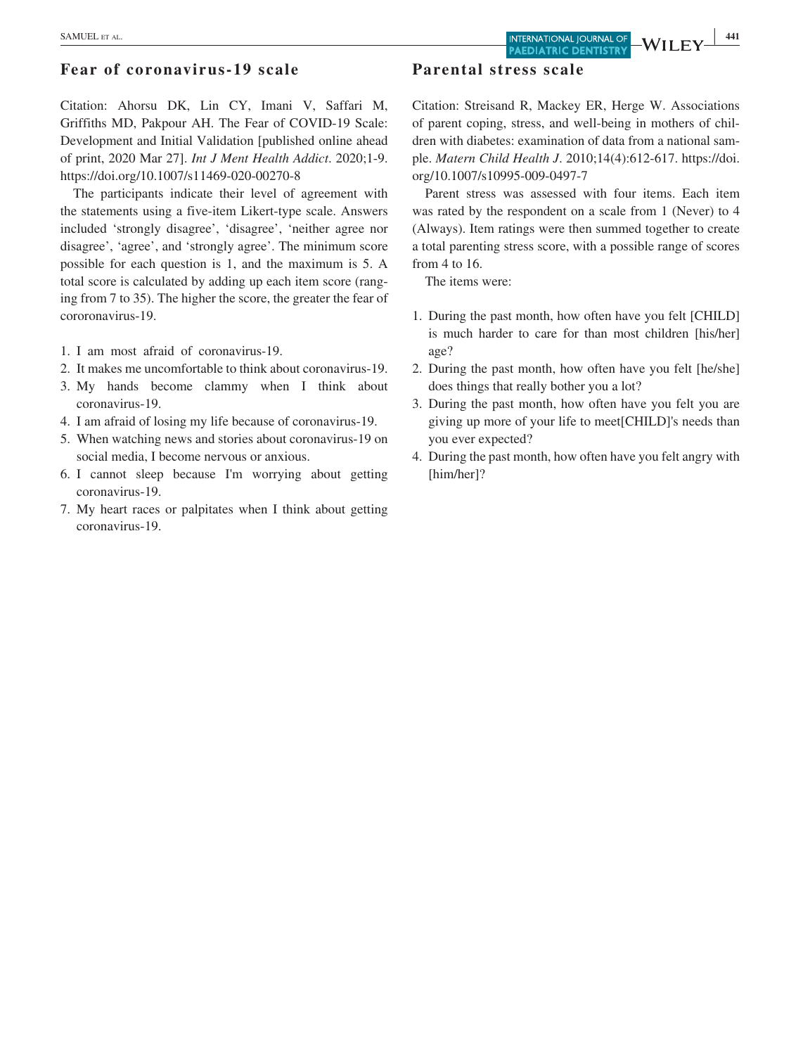## Fear of coronavirus-19 scale

Citation: Ahorsu DK, Lin CY, Imani V, Saffari M, Griffiths MD, Pakpour AH. The Fear of COVID-19 Scale: Development and Initial Validation [published online ahead of print, 2020 Mar 27]. *Int J Ment Health Addict*. 2020;1-9. https://doi.org/10.1007/s11469-020-00270-8

The participants indicate their level of agreement with the statements using a five-item Likert-type scale. Answers included 'strongly disagree', 'disagree', 'neither agree nor disagree', 'agree', and 'strongly agree'. The minimum score possible for each question is 1, and the maximum is 5. A total score is calculated by adding up each item score (ranging from 7 to 35). The higher the score, the greater the fear of cororonavirus-19.

1. I am most afraid of coronavirus-19.
2. It makes me uncomfortable to think about coronavirus-19.
3. My hands become clammy when I think about coronavirus-19.
4. I am afraid of losing my life because of coronavirus-19.
5. When watching news and stories about coronavirus-19 on social media, I become nervous or anxious.
6. I cannot sleep because I'm worrying about getting coronavirus-19.
7. My heart races or palpitates when I think about getting coronavirus-19.

## Parental stress scale

Citation: Streisand R, Mackey ER, Herge W. Associations of parent coping, stress, and well-being in mothers of children with diabetes: examination of data from a national sample. *Matern Child Health J*. 2010;14(4):612-617. https://doi.org/10.1007/s10995-009-0497-7

Parent stress was assessed with four items. Each item was rated by the respondent on a scale from 1 (Never) to 4 (Always). Item ratings were then summed together to create a total parenting stress score, with a possible range of scores from 4 to 16.

The items were:

1. During the past month, how often have you felt [CHILD] is much harder to care for than most children [his/her] age?
2. During the past month, how often have you felt [he/she] does things that really bother you a lot?
3. During the past month, how often have you felt you are giving up more of your life to meet[CHILD]'s needs than you ever expected?
4. During the past month, how often have you felt angry with [him/her]?